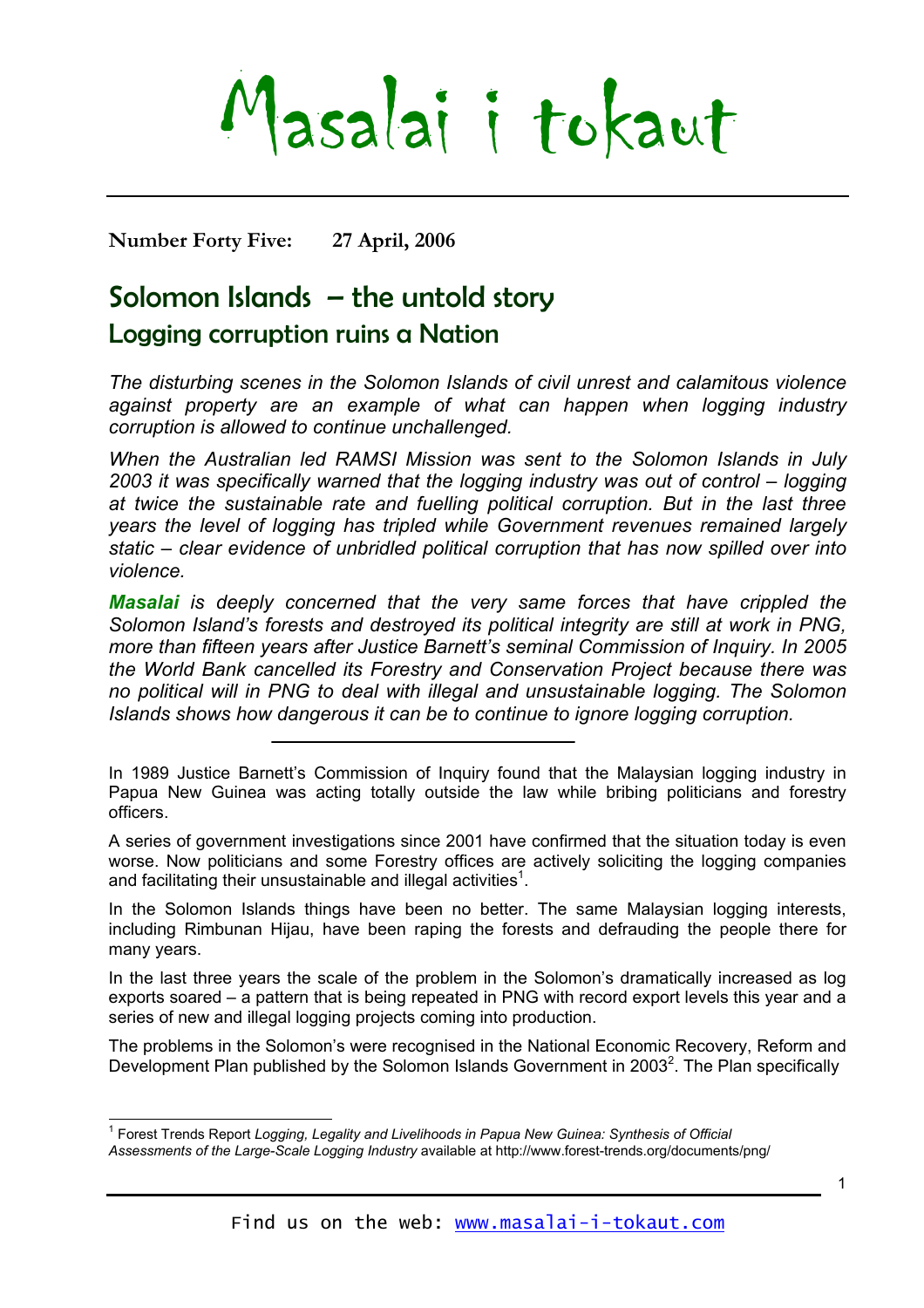# Masalai i tokaut

**Number Forty Five: 27 April, 2006**

## Solomon Islands – the untold story

### Logging corruption ruins a Nation

*The disturbing scenes in the Solomon Islands of civil unrest and calamitous violence against property are an example of what can happen when logging industry corruption is allowed to continue unchallenged.*

*When the Australian led RAMSI Mission was sent to the Solomon Islands in July 2003 it was specifically warned that the logging industry was out of control – logging at twice the sustainable rate and fuelling political corruption. But in the last three years the level of logging has tripled while Government revenues remained largely static – clear evidence of unbridled political corruption that has now spilled over into violence.*

***Masalai*** *is deeply concerned that the very same forces that have crippled the Solomon Island's forests and destroyed its political integrity are still at work in PNG, more than fifteen years after Justice Barnett's seminal Commission of Inquiry. In 2005 the World Bank cancelled its Forestry and Conservation Project because there was no political will in PNG to deal with illegal and unsustainable logging. The Solomon Islands shows how dangerous it can be to continue to ignore logging corruption.*

---

In 1989 Justice Barnett's Commission of Inquiry found that the Malaysian logging industry in Papua New Guinea was acting totally outside the law while bribing politicians and forestry officers.

A series of government investigations since 2001 have confirmed that the situation today is even worse. Now politicians and some Forestry offices are actively soliciting the logging companies and facilitating their unsustainable and illegal activities[1].

In the Solomon Islands things have been no better. The same Malaysian logging interests, including Rimbunan Hijau, have been raping the forests and defrauding the people there for many years.

In the last three years the scale of the problem in the Solomon's dramatically increased as log exports soared – a pattern that is being repeated in PNG with record export levels this year and a series of new and illegal logging projects coming into production.

The problems in the Solomon's were recognised in the National Economic Recovery, Reform and Development Plan published by the Solomon Islands Government in 2003[2]. The Plan specifically

---

[1] Forest Trends Report *Logging, Legality and Livelihoods in Papua New Guinea: Synthesis of Official Assessments of the Large-Scale Logging Industry* available at http://www.forest-trends.org/documents/png/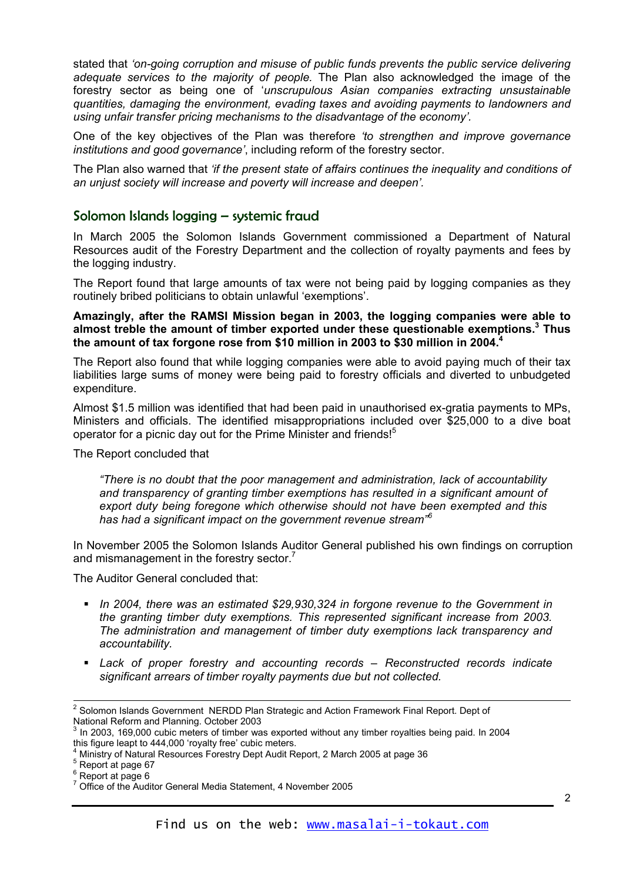stated that *'on-going corruption and misuse of public funds prevents the public service delivering adequate services to the majority of people.* The Plan also acknowledged the image of the forestry sector as being one of '*unscrupulous Asian companies extracting unsustainable quantities, damaging the environment, evading taxes and avoiding payments to landowners and using unfair transfer pricing mechanisms to the disadvantage of the economy'*.

One of the key objectives of the Plan was therefore *'to strengthen and improve governance institutions and good governance'*, including reform of the forestry sector.

The Plan also warned that *'if the present state of affairs continues the inequality and conditions of an unjust society will increase and poverty will increase and deepen'.*

## Solomon Islands logging – systemic fraud

In March 2005 the Solomon Islands Government commissioned a Department of Natural Resources audit of the Forestry Department and the collection of royalty payments and fees by the logging industry.

The Report found that large amounts of tax were not being paid by logging companies as they routinely bribed politicians to obtain unlawful 'exemptions'.

**Amazingly, after the RAMSI Mission began in 2003, the logging companies were able to almost treble the amount of timber exported under these questionable exemptions.[3] Thus the amount of tax forgone rose from $10 million in 2003 to $30 million in 2004.[4]**

The Report also found that while logging companies were able to avoid paying much of their tax liabilities large sums of money were being paid to forestry officials and diverted to unbudgeted expenditure.

Almost $1.5 million was identified that had been paid in unauthorised ex-gratia payments to MPs, Ministers and officials. The identified misappropriations included over $25,000 to a dive boat operator for a picnic day out for the Prime Minister and friends![5]

The Report concluded that

> *"There is no doubt that the poor management and administration, lack of accountability and transparency of granting timber exemptions has resulted in a significant amount of export duty being foregone which otherwise should not have been exempted and this has had a significant impact on the government revenue stream"[6]*

In November 2005 the Solomon Islands Auditor General published his own findings on corruption and mismanagement in the forestry sector.[7]

The Auditor General concluded that:

- *In 2004, there was an estimated $29,930,324 in forgone revenue to the Government in the granting timber duty exemptions. This represented significant increase from 2003. The administration and management of timber duty exemptions lack transparency and accountability.*
- *Lack of proper forestry and accounting records – Reconstructed records indicate significant arrears of timber royalty payments due but not collected.*

---

[2] Solomon Islands Government NERDD Plan Strategic and Action Framework Final Report. Dept of National Reform and Planning. October 2003

[3] In 2003, 169,000 cubic meters of timber was exported without any timber royalties being paid. In 2004 this figure leapt to 444,000 'royalty free' cubic meters.

[4] Ministry of Natural Resources Forestry Dept Audit Report, 2 March 2005 at page 36

[5] Report at page 67

[6] Report at page 6

[7] Office of the Auditor General Media Statement, 4 November 2005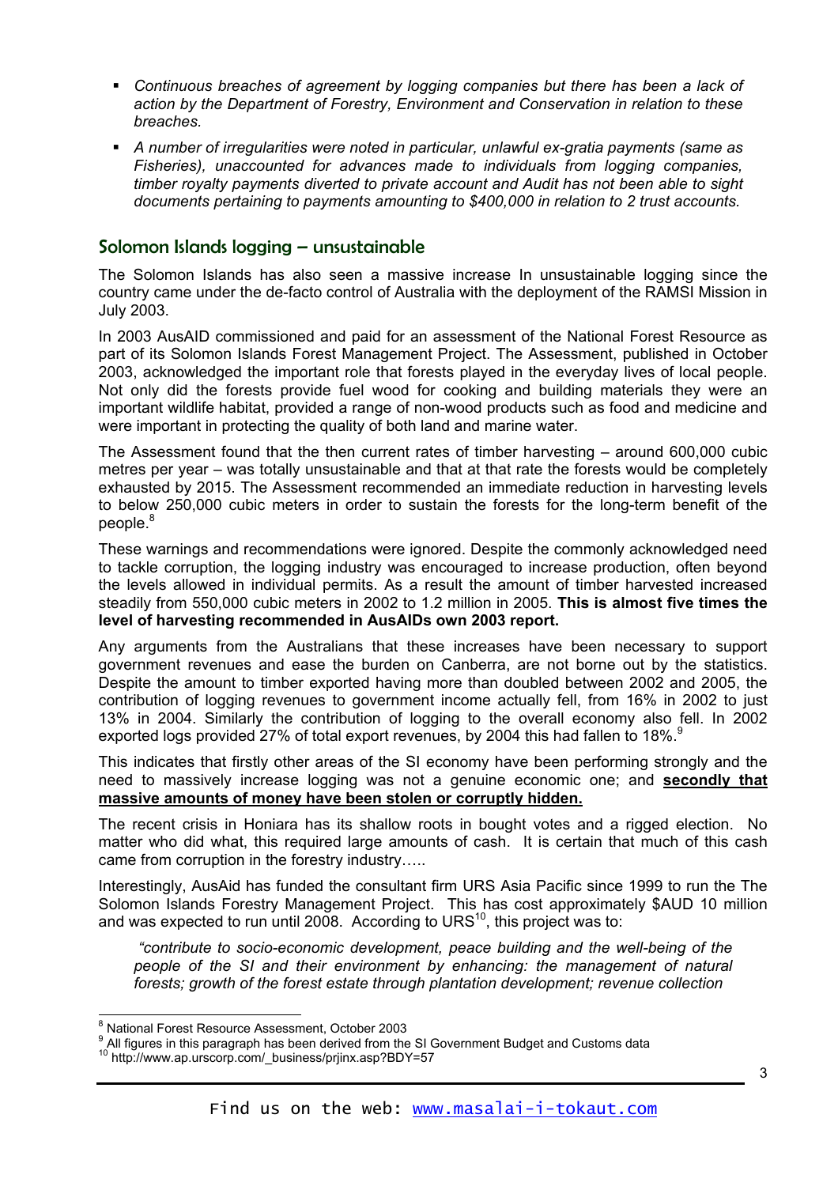- *Continuous breaches of agreement by logging companies but there has been a lack of action by the Department of Forestry, Environment and Conservation in relation to these breaches.*
- *A number of irregularities were noted in particular, unlawful ex-gratia payments (same as Fisheries), unaccounted for advances made to individuals from logging companies, timber royalty payments diverted to private account and Audit has not been able to sight documents pertaining to payments amounting to $400,000 in relation to 2 trust accounts.*

## Solomon Islands logging – unsustainable

The Solomon Islands has also seen a massive increase In unsustainable logging since the country came under the de-facto control of Australia with the deployment of the RAMSI Mission in July 2003.

In 2003 AusAID commissioned and paid for an assessment of the National Forest Resource as part of its Solomon Islands Forest Management Project. The Assessment, published in October 2003, acknowledged the important role that forests played in the everyday lives of local people. Not only did the forests provide fuel wood for cooking and building materials they were an important wildlife habitat, provided a range of non-wood products such as food and medicine and were important in protecting the quality of both land and marine water.

The Assessment found that the then current rates of timber harvesting – around 600,000 cubic metres per year – was totally unsustainable and that at that rate the forests would be completely exhausted by 2015. The Assessment recommended an immediate reduction in harvesting levels to below 250,000 cubic meters in order to sustain the forests for the long-term benefit of the people.[8]

These warnings and recommendations were ignored. Despite the commonly acknowledged need to tackle corruption, the logging industry was encouraged to increase production, often beyond the levels allowed in individual permits. As a result the amount of timber harvested increased steadily from 550,000 cubic meters in 2002 to 1.2 million in 2005. **This is almost five times the level of harvesting recommended in AusAIDs own 2003 report.**

Any arguments from the Australians that these increases have been necessary to support government revenues and ease the burden on Canberra, are not borne out by the statistics. Despite the amount to timber exported having more than doubled between 2002 and 2005, the contribution of logging revenues to government income actually fell, from 16% in 2002 to just 13% in 2004. Similarly the contribution of logging to the overall economy also fell. In 2002 exported logs provided 27% of total export revenues, by 2004 this had fallen to 18%.[9]

This indicates that firstly other areas of the SI economy have been performing strongly and the need to massively increase logging was not a genuine economic one; and **<u>secondly that massive amounts of money have been stolen or corruptly hidden.</u>**

The recent crisis in Honiara has its shallow roots in bought votes and a rigged election. No matter who did what, this required large amounts of cash. It is certain that much of this cash came from corruption in the forestry industry…..

Interestingly, AusAid has funded the consultant firm URS Asia Pacific since 1999 to run the The Solomon Islands Forestry Management Project. This has cost approximately $AUD 10 million and was expected to run until 2008. According to URS[10], this project was to:

> *"contribute to socio-economic development, peace building and the well-being of the people of the SI and their environment by enhancing: the management of natural forests; growth of the forest estate through plantation development; revenue collection*

---

[8] National Forest Resource Assessment, October 2003

[9] All figures in this paragraph has been derived from the SI Government Budget and Customs data

[10] http://www.ap.urscorp.com/_business/prjinx.asp?BDY=57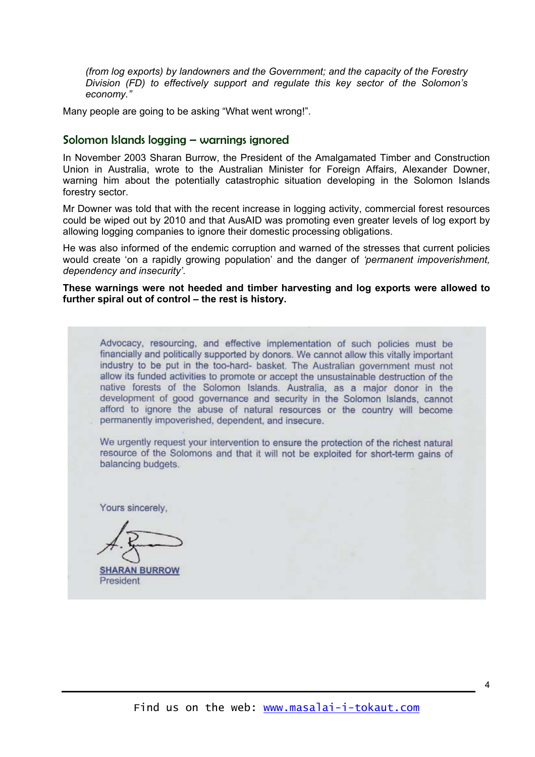*(from log exports) by landowners and the Government; and the capacity of the Forestry Division (FD) to effectively support and regulate this key sector of the Solomon's economy."*

Many people are going to be asking "What went wrong!".

## Solomon Islands logging – warnings ignored

In November 2003 Sharan Burrow, the President of the Amalgamated Timber and Construction Union in Australia, wrote to the Australian Minister for Foreign Affairs, Alexander Downer, warning him about the potentially catastrophic situation developing in the Solomon Islands forestry sector.

Mr Downer was told that with the recent increase in logging activity, commercial forest resources could be wiped out by 2010 and that AusAID was promoting even greater levels of log export by allowing logging companies to ignore their domestic processing obligations.

He was also informed of the endemic corruption and warned of the stresses that current policies would create 'on a rapidly growing population' and the danger of *'permanent impoverishment, dependency and insecurity'*.

**These warnings were not heeded and timber harvesting and log exports were allowed to further spiral out of control – the rest is history.**

Advocacy, resourcing, and effective implementation of such policies must be financially and politically supported by donors. We cannot allow this vitally important industry to be put in the too-hard- basket. The Australian government must not allow its funded activities to promote or accept the unsustainable destruction of the native forests of the Solomon Islands. Australia, as a major donor in the development of good governance and security in the Solomon Islands, cannot afford to ignore the abuse of natural resources or the country will become permanently impoverished, dependent, and insecure.

We urgently request your intervention to ensure the protection of the richest natural resource of the Solomons and that it will not be exploited for short-term gains of balancing budgets.

Yours sincerely,

SHARAN BURROW
President

Find us on the web: www.masalai-i-tokaut.com